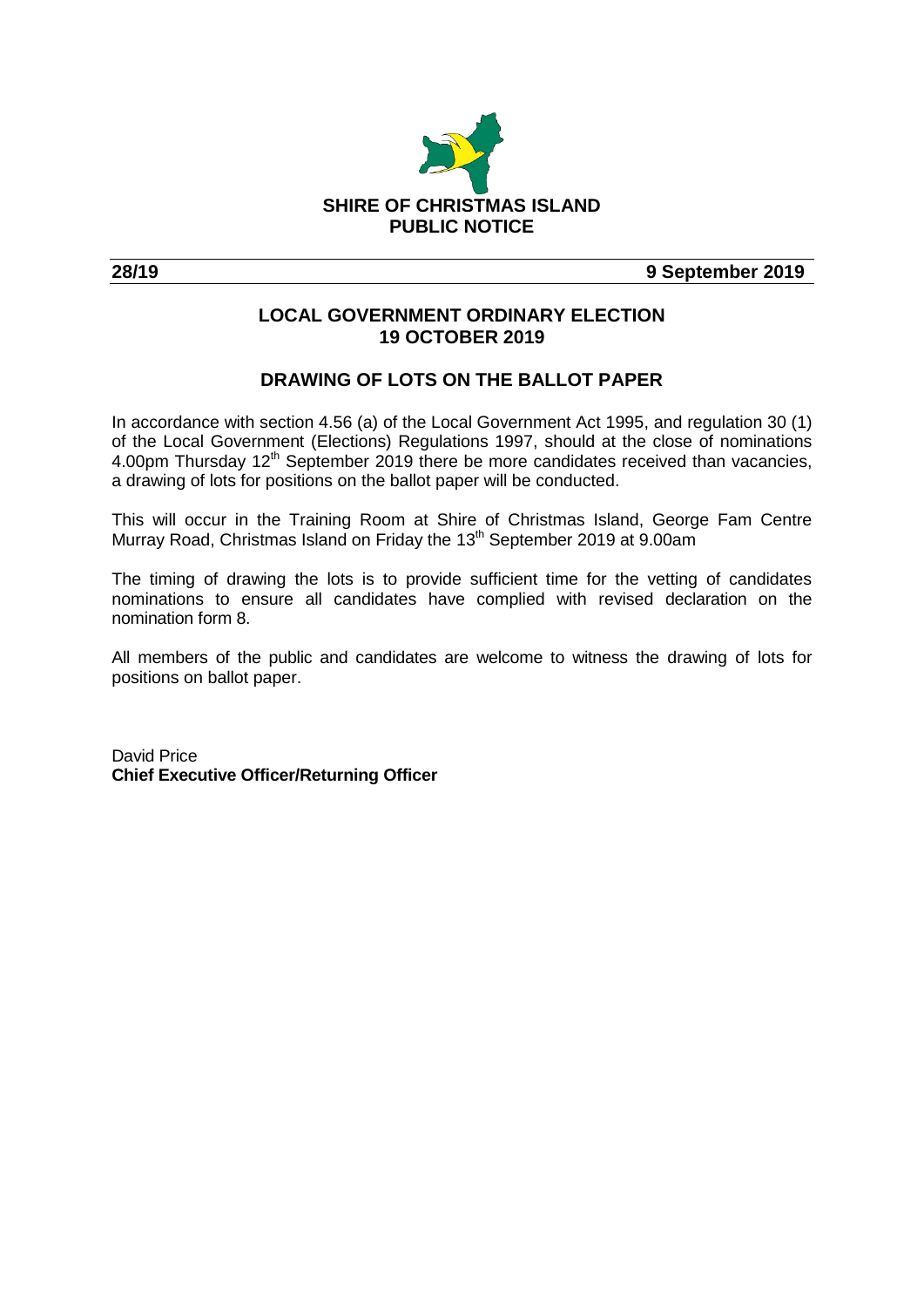**SHIRE OF CHRISTMAS ISLAND**
**PUBLIC NOTICE**

**28/19** **9 September 2019**

## LOCAL GOVERNMENT ORDINARY ELECTION 19 OCTOBER 2019

## DRAWING OF LOTS ON THE BALLOT PAPER

In accordance with section 4.56 (a) of the Local Government Act 1995, and regulation 30 (1) of the Local Government (Elections) Regulations 1997, should at the close of nominations 4.00pm Thursday 12th September 2019 there be more candidates received than vacancies, a drawing of lots for positions on the ballot paper will be conducted.

This will occur in the Training Room at Shire of Christmas Island, George Fam Centre Murray Road, Christmas Island on Friday the 13th September 2019 at 9.00am

The timing of drawing the lots is to provide sufficient time for the vetting of candidates nominations to ensure all candidates have complied with revised declaration on the nomination form 8.

All members of the public and candidates are welcome to witness the drawing of lots for positions on ballot paper.

David Price
**Chief Executive Officer/Returning Officer**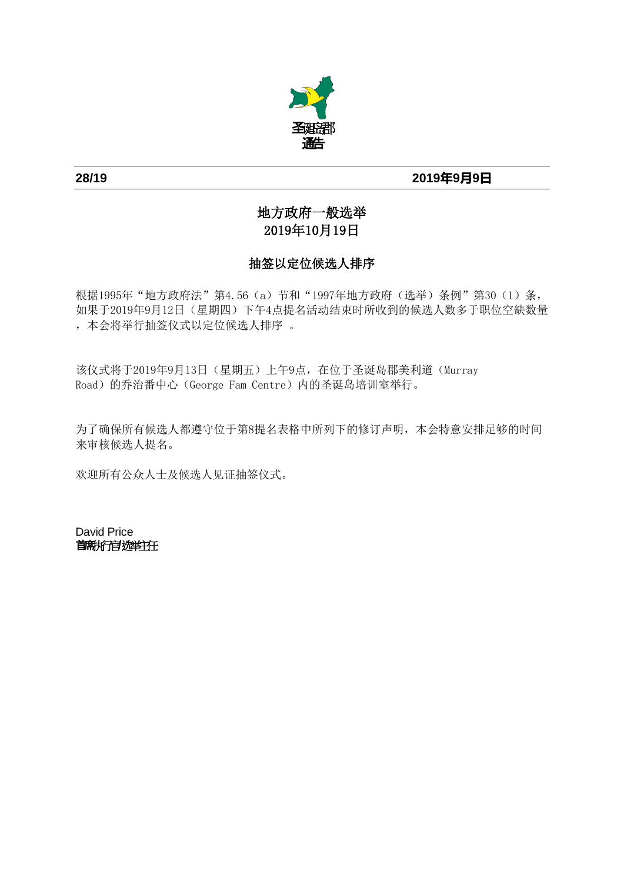圣诞岛郡
通告

**28/19** **2019年9月9日**

## 地方政府一般选举
## 2019年10月19日

### 抽签以定位候选人排序

根据1995年“地方政府法”第4.56（a）节和“1997年地方政府（选举）条例”第30（1）条，如果于2019年9月12日（星期四）下午4点提名活动结束时所收到的候选人数多于职位空缺数量，本会将举行抽签仪式以定位候选人排序 。

该仪式将于2019年9月13日（星期五）上午9点，在位于圣诞岛郡美利道（Murray Road）的乔治番中心（George Fam Centre）内的圣诞岛培训室举行。

为了确保所有候选人都遵守位于第8提名表格中所列下的修订声明，本会特意安排足够的时间来审核候选人提名。

欢迎所有公众人士及候选人见证抽签仪式。

David Price
首席执行官/选举主任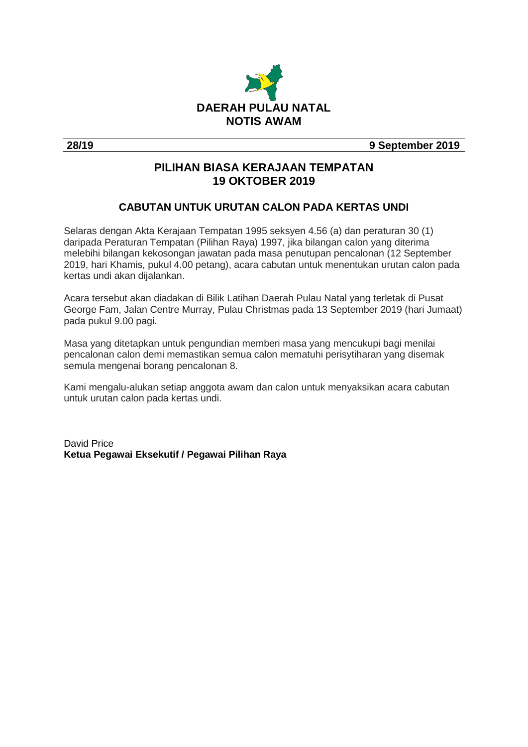# DAERAH PULAU NATAL
# NOTIS AWAM

**28/19** **9 September 2019**

## PILIHAN BIASA KERAJAAN TEMPATAN
## 19 OKTOBER 2019

### CABUTAN UNTUK URUTAN CALON PADA KERTAS UNDI

Selaras dengan Akta Kerajaan Tempatan 1995 seksyen 4.56 (a) dan peraturan 30 (1) daripada Peraturan Tempatan (Pilihan Raya) 1997, jika bilangan calon yang diterima melebihi bilangan kekosongan jawatan pada masa penutupan pencalonan (12 September 2019, hari Khamis, pukul 4.00 petang), acara cabutan untuk menentukan urutan calon pada kertas undi akan dijalankan.

Acara tersebut akan diadakan di Bilik Latihan Daerah Pulau Natal yang terletak di Pusat George Fam, Jalan Centre Murray, Pulau Christmas pada 13 September 2019 (hari Jumaat) pada pukul 9.00 pagi.

Masa yang ditetapkan untuk pengundian memberi masa yang mencukupi bagi menilai pencalonan calon demi memastikan semua calon mematuhi perisytiharan yang disemak semula mengenai borang pencalonan 8.

Kami mengalu-alukan setiap anggota awam dan calon untuk menyaksikan acara cabutan untuk urutan calon pada kertas undi.

David Price
**Ketua Pegawai Eksekutif / Pegawai Pilihan Raya**